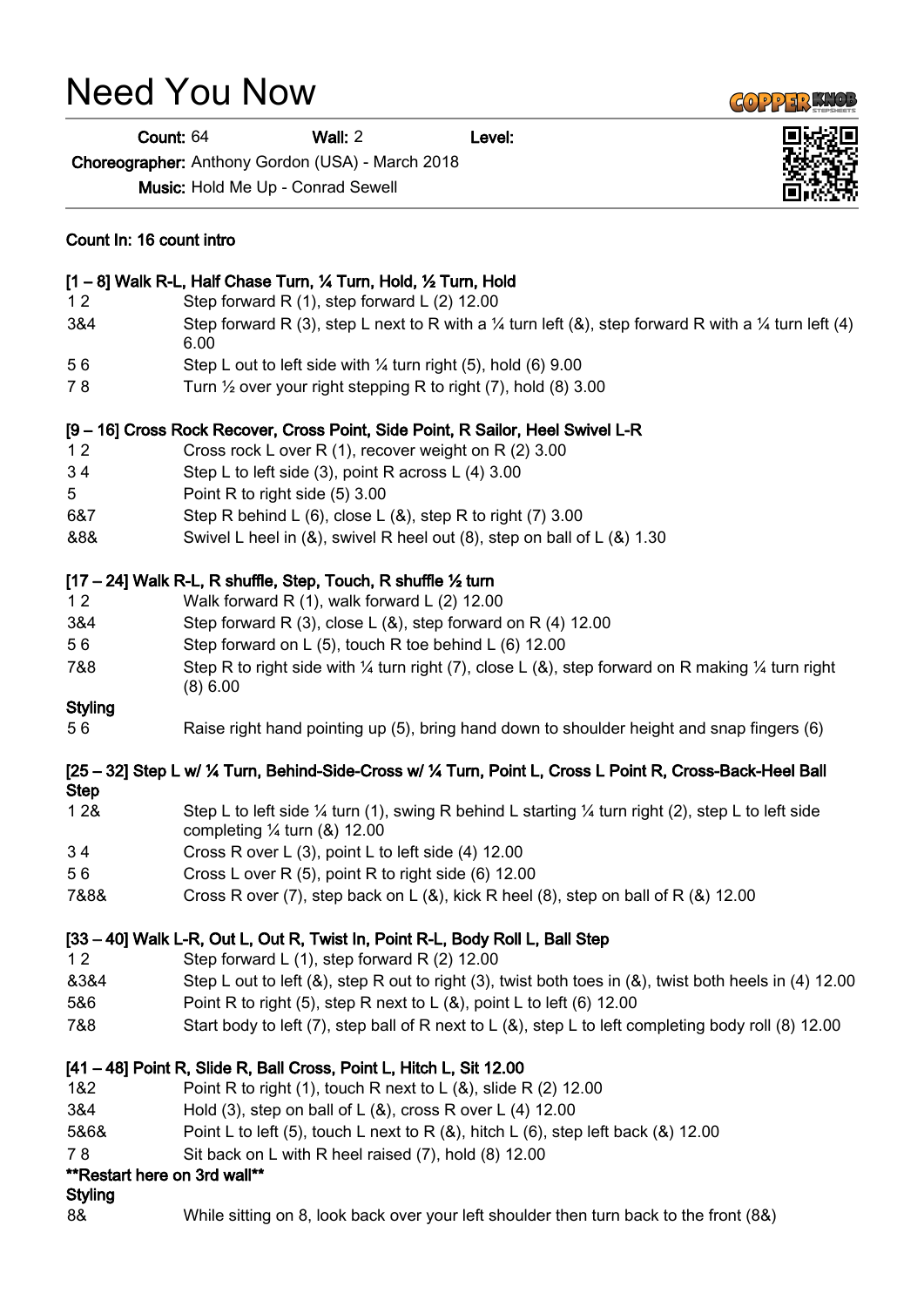# Need You Now

**Count:** 64 **Wall:** 2 **Level:**

**Choreographer:** Anthony Gordon (USA) - March 2018

**Music:** Hold Me Up - Conrad Sewell

**Count In: 16 count intro**

**[1 – 8] Walk R-L, Half Chase Turn, ¼ Turn, Hold, ½ Turn, Hold**

| | |
|---|---|
| 1 2 | Step forward R (1), step forward L (2) 12.00 |
| 3&4 | Step forward R (3), step L next to R with a ¼ turn left (&), step forward R with a ¼ turn left (4) 6.00 |
| 5 6 | Step L out to left side with ¼ turn right (5), hold (6) 9.00 |
| 7 8 | Turn ½ over your right stepping R to right (7), hold (8) 3.00 |

**[9 – 16] Cross Rock Recover, Cross Point, Side Point, R Sailor, Heel Swivel L-R**

| | |
|---|---|
| 1 2 | Cross rock L over R (1), recover weight on R (2) 3.00 |
| 3 4 | Step L to left side (3), point R across L (4) 3.00 |
| 5 | Point R to right side (5) 3.00 |
| 6&7 | Step R behind L (6), close L (&), step R to right (7) 3.00 |
| &8& | Swivel L heel in (&), swivel R heel out (8), step on ball of L (&) 1.30 |

**[17 – 24] Walk R-L, R shuffle, Step, Touch, R shuffle ½ turn**

| | |
|---|---|
| 1 2 | Walk forward R (1), walk forward L (2) 12.00 |
| 3&4 | Step forward R (3), close L (&), step forward on R (4) 12.00 |
| 5 6 | Step forward on L (5), touch R toe behind L (6) 12.00 |
| 7&8 | Step R to right side with ¼ turn right (7), close L (&), step forward on R making ¼ turn right (8) 6.00 |

**Styling**

| | |
|---|---|
| 5 6 | Raise right hand pointing up (5), bring hand down to shoulder height and snap fingers (6) |

**[25 – 32] Step L w/ ¼ Turn, Behind-Side-Cross w/ ¼ Turn, Point L, Cross L Point R, Cross-Back-Heel Ball Step**

| | |
|---|---|
| 1 2& | Step L to left side ¼ turn (1), swing R behind L starting ¼ turn right (2), step L to left side completing ¼ turn (&) 12.00 |
| 3 4 | Cross R over L (3), point L to left side (4) 12.00 |
| 5 6 | Cross L over R (5), point R to right side (6) 12.00 |
| 7&8& | Cross R over (7), step back on L (&), kick R heel (8), step on ball of R (&) 12.00 |

**[33 – 40] Walk L-R, Out L, Out R, Twist In, Point R-L, Body Roll L, Ball Step**

| | |
|---|---|
| 1 2 | Step forward L (1), step forward R (2) 12.00 |
| &3&4 | Step L out to left (&), step R out to right (3), twist both toes in (&), twist both heels in (4) 12.00 |
| 5&6 | Point R to right (5), step R next to L (&), point L to left (6) 12.00 |
| 7&8 | Start body to left (7), step ball of R next to L (&), step L to left completing body roll (8) 12.00 |

**[41 – 48] Point R, Slide R, Ball Cross, Point L, Hitch L, Sit 12.00**

| | |
|---|---|
| 1&2 | Point R to right (1), touch R next to L (&), slide R (2) 12.00 |
| 3&4 | Hold (3), step on ball of L (&), cross R over L (4) 12.00 |
| 5&6& | Point L to left (5), touch L next to R (&), hitch L (6), step left back (&) 12.00 |
| 7 8 | Sit back on L with R heel raised (7), hold (8) 12.00 |

****Restart here on 3rd wall****

**Styling**

| | |
|---|---|
| 8& | While sitting on 8, look back over your left shoulder then turn back to the front (8&) |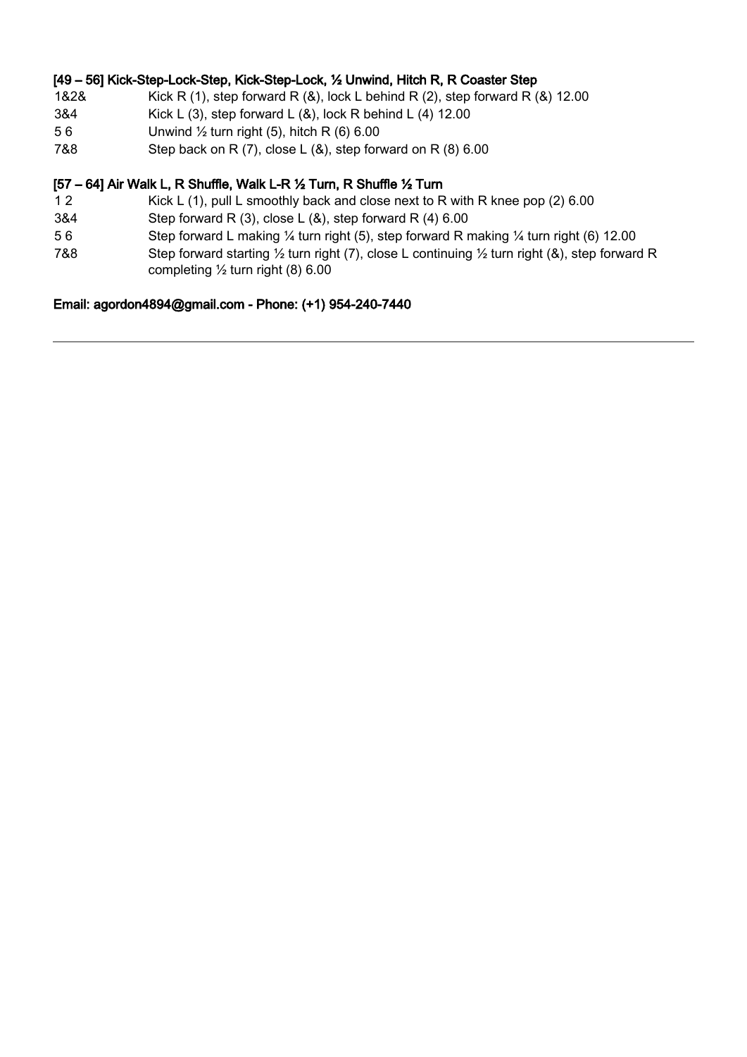### [49 – 56] Kick-Step-Lock-Step, Kick-Step-Lock, ½ Unwind, Hitch R, R Coaster Step

| | |
|---|---|
| 1&2& | Kick R (1), step forward R (&), lock L behind R (2), step forward R (&) 12.00 |
| 3&4 | Kick L (3), step forward L (&), lock R behind L (4) 12.00 |
| 5 6 | Unwind ½ turn right (5), hitch R (6) 6.00 |
| 7&8 | Step back on R (7), close L (&), step forward on R (8) 6.00 |

### [57 – 64] Air Walk L, R Shuffle, Walk L-R ½ Turn, R Shuffle ½ Turn

| | |
|---|---|
| 1 2 | Kick L (1), pull L smoothly back and close next to R with R knee pop (2) 6.00 |
| 3&4 | Step forward R (3), close L (&), step forward R (4) 6.00 |
| 5 6 | Step forward L making ¼ turn right (5), step forward R making ¼ turn right (6) 12.00 |
| 7&8 | Step forward starting ½ turn right (7), close L continuing ½ turn right (&), step forward R completing ½ turn right (8) 6.00 |

**Email: agordon4894@gmail.com - Phone: (+1) 954-240-7440**

---